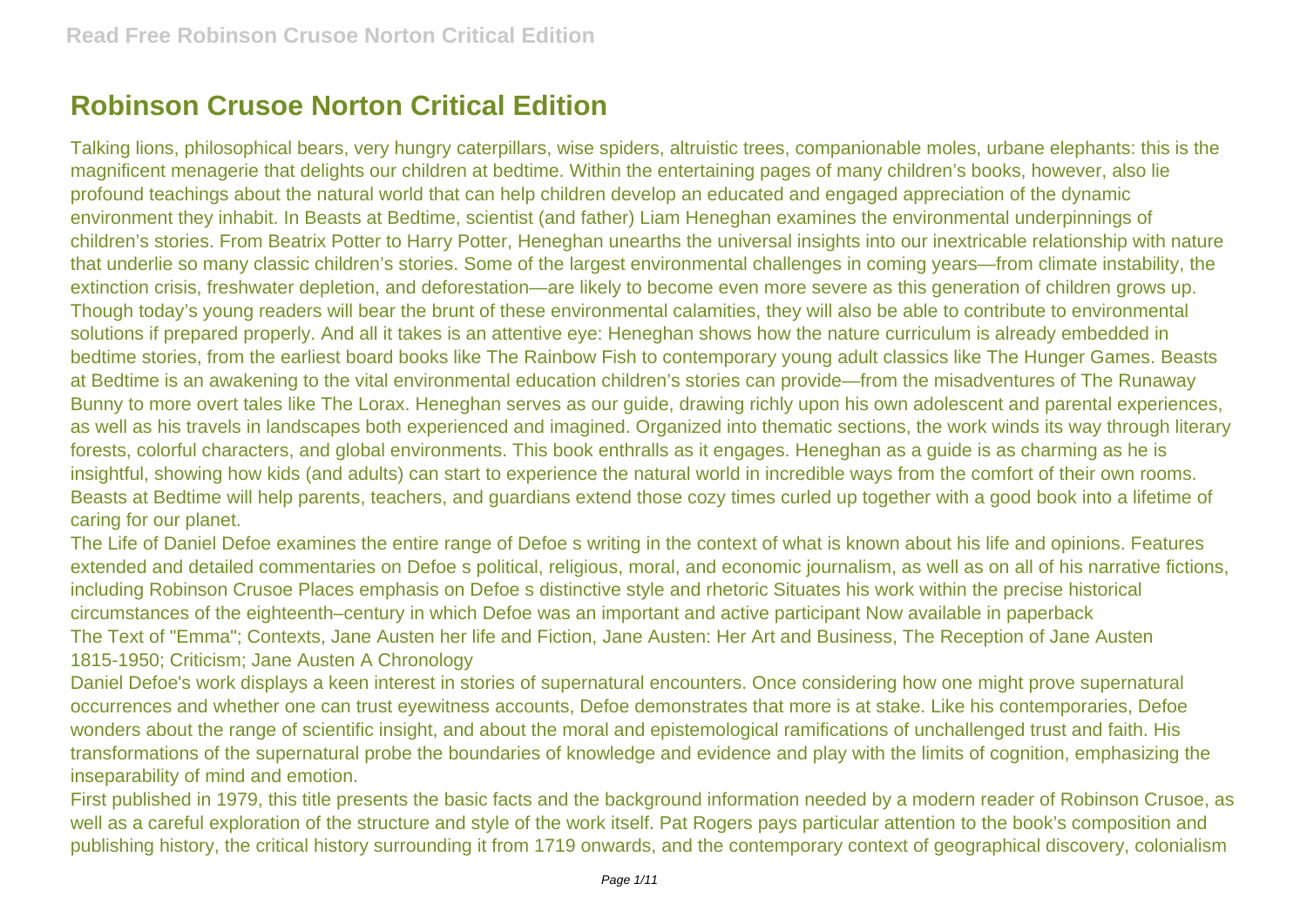# Robinson Crusoe Norton Critical Edition

Talking lions, philosophical bears, very hungry caterpillars, wise spiders, altruistic trees, companionable moles, urbane elephants: this is the magnificent menagerie that delights our children at bedtime. Within the entertaining pages of many children's books, however, also lie profound teachings about the natural world that can help children develop an educated and engaged appreciation of the dynamic environment they inhabit. In Beasts at Bedtime, scientist (and father) Liam Heneghan examines the environmental underpinnings of children's stories. From Beatrix Potter to Harry Potter, Heneghan unearths the universal insights into our inextricable relationship with nature that underlie so many classic children's stories. Some of the largest environmental challenges in coming years—from climate instability, the extinction crisis, freshwater depletion, and deforestation—are likely to become even more severe as this generation of children grows up. Though today's young readers will bear the brunt of these environmental calamities, they will also be able to contribute to environmental solutions if prepared properly. And all it takes is an attentive eye: Heneghan shows how the nature curriculum is already embedded in bedtime stories, from the earliest board books like The Rainbow Fish to contemporary young adult classics like The Hunger Games. Beasts at Bedtime is an awakening to the vital environmental education children's stories can provide—from the misadventures of The Runaway Bunny to more overt tales like The Lorax. Heneghan serves as our guide, drawing richly upon his own adolescent and parental experiences, as well as his travels in landscapes both experienced and imagined. Organized into thematic sections, the work winds its way through literary forests, colorful characters, and global environments. This book enthralls as it engages. Heneghan as a guide is as charming as he is insightful, showing how kids (and adults) can start to experience the natural world in incredible ways from the comfort of their own rooms. Beasts at Bedtime will help parents, teachers, and guardians extend those cozy times curled up together with a good book into a lifetime of caring for our planet.

The Life of Daniel Defoe examines the entire range of Defoe s writing in the context of what is known about his life and opinions. Features extended and detailed commentaries on Defoe s political, religious, moral, and economic journalism, as well as on all of his narrative fictions, including Robinson Crusoe Places emphasis on Defoe s distinctive style and rhetoric Situates his work within the precise historical circumstances of the eighteenth–century in which Defoe was an important and active participant Now available in paperback

The Text of "Emma"; Contexts, Jane Austen her life and Fiction, Jane Austen: Her Art and Business, The Reception of Jane Austen 1815-1950; Criticism; Jane Austen A Chronology

Daniel Defoe's work displays a keen interest in stories of supernatural encounters. Once considering how one might prove supernatural occurrences and whether one can trust eyewitness accounts, Defoe demonstrates that more is at stake. Like his contemporaries, Defoe wonders about the range of scientific insight, and about the moral and epistemological ramifications of unchallenged trust and faith. His transformations of the supernatural probe the boundaries of knowledge and evidence and play with the limits of cognition, emphasizing the inseparability of mind and emotion.

First published in 1979, this title presents the basic facts and the background information needed by a modern reader of Robinson Crusoe, as well as a careful exploration of the structure and style of the work itself. Pat Rogers pays particular attention to the book's composition and publishing history, the critical history surrounding it from 1719 onwards, and the contemporary context of geographical discovery, colonialism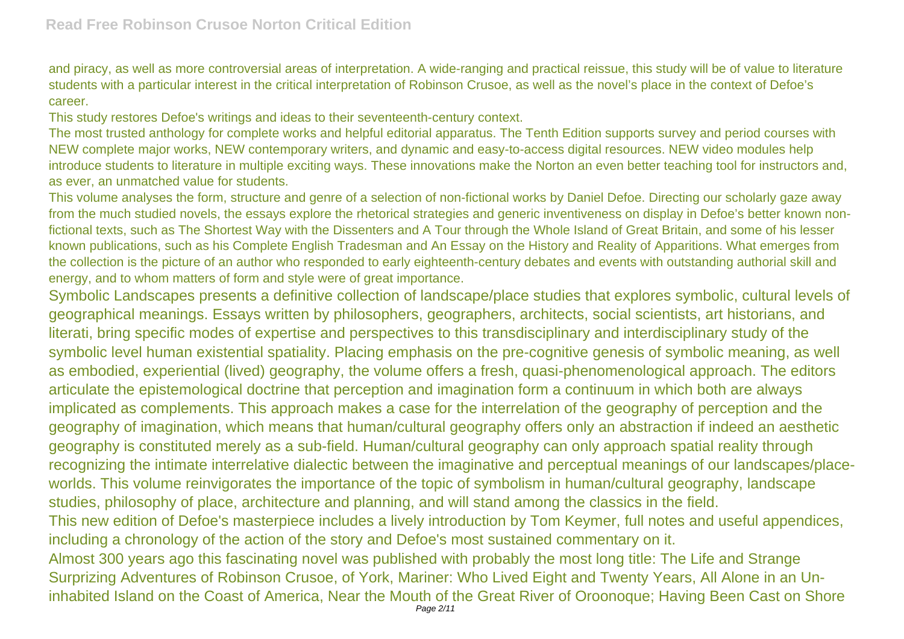and piracy, as well as more controversial areas of interpretation. A wide-ranging and practical reissue, this study will be of value to literature students with a particular interest in the critical interpretation of Robinson Crusoe, as well as the novel's place in the context of Defoe's career.

This study restores Defoe's writings and ideas to their seventeenth-century context.

The most trusted anthology for complete works and helpful editorial apparatus. The Tenth Edition supports survey and period courses with NEW complete major works, NEW contemporary writers, and dynamic and easy-to-access digital resources. NEW video modules help introduce students to literature in multiple exciting ways. These innovations make the Norton an even better teaching tool for instructors and, as ever, an unmatched value for students.

This volume analyses the form, structure and genre of a selection of non-fictional works by Daniel Defoe. Directing our scholarly gaze away from the much studied novels, the essays explore the rhetorical strategies and generic inventiveness on display in Defoe's better known non-fictional texts, such as The Shortest Way with the Dissenters and A Tour through the Whole Island of Great Britain, and some of his lesser known publications, such as his Complete English Tradesman and An Essay on the History and Reality of Apparitions. What emerges from the collection is the picture of an author who responded to early eighteenth-century debates and events with outstanding authorial skill and energy, and to whom matters of form and style were of great importance.

Symbolic Landscapes presents a definitive collection of landscape/place studies that explores symbolic, cultural levels of geographical meanings. Essays written by philosophers, geographers, architects, social scientists, art historians, and literati, bring specific modes of expertise and perspectives to this transdisciplinary and interdisciplinary study of the symbolic level human existential spatiality. Placing emphasis on the pre-cognitive genesis of symbolic meaning, as well as embodied, experiential (lived) geography, the volume offers a fresh, quasi-phenomenological approach. The editors articulate the epistemological doctrine that perception and imagination form a continuum in which both are always implicated as complements. This approach makes a case for the interrelation of the geography of perception and the geography of imagination, which means that human/cultural geography offers only an abstraction if indeed an aesthetic geography is constituted merely as a sub-field. Human/cultural geography can only approach spatial reality through recognizing the intimate interrelative dialectic between the imaginative and perceptual meanings of our landscapes/place-worlds. This volume reinvigorates the importance of the topic of symbolism in human/cultural geography, landscape studies, philosophy of place, architecture and planning, and will stand among the classics in the field.

This new edition of Defoe's masterpiece includes a lively introduction by Tom Keymer, full notes and useful appendices, including a chronology of the action of the story and Defoe's most sustained commentary on it.

Almost 300 years ago this fascinating novel was published with probably the most long title: The Life and Strange Surprizing Adventures of Robinson Crusoe, of York, Mariner: Who Lived Eight and Twenty Years, All Alone in an Un-inhabited Island on the Coast of America, Near the Mouth of the Great River of Oroonoque; Having Been Cast on Shore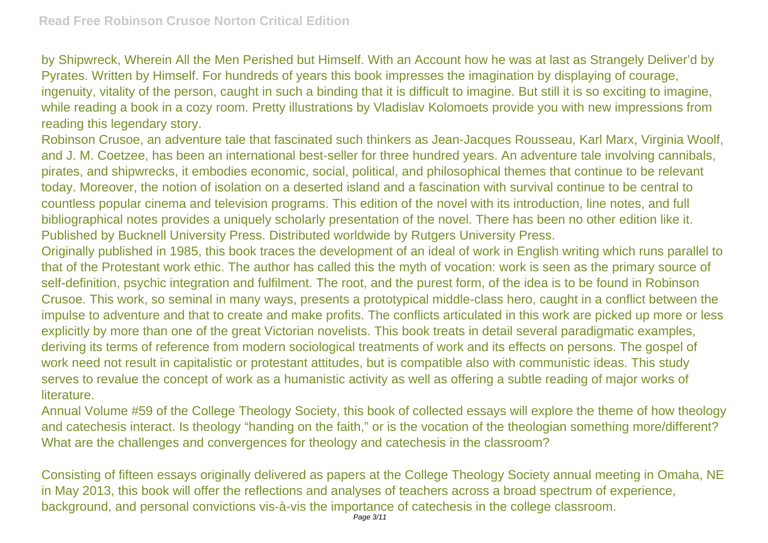by Shipwreck, Wherein All the Men Perished but Himself. With an Account how he was at last as Strangely Deliver'd by Pyrates. Written by Himself. For hundreds of years this book impresses the imagination by displaying of courage, ingenuity, vitality of the person, caught in such a binding that it is difficult to imagine. But still it is so exciting to imagine, while reading a book in a cozy room. Pretty illustrations by Vladislav Kolomoets provide you with new impressions from reading this legendary story.

Robinson Crusoe, an adventure tale that fascinated such thinkers as Jean-Jacques Rousseau, Karl Marx, Virginia Woolf, and J. M. Coetzee, has been an international best-seller for three hundred years. An adventure tale involving cannibals, pirates, and shipwrecks, it embodies economic, social, political, and philosophical themes that continue to be relevant today. Moreover, the notion of isolation on a deserted island and a fascination with survival continue to be central to countless popular cinema and television programs. This edition of the novel with its introduction, line notes, and full bibliographical notes provides a uniquely scholarly presentation of the novel. There has been no other edition like it. Published by Bucknell University Press. Distributed worldwide by Rutgers University Press.

Originally published in 1985, this book traces the development of an ideal of work in English writing which runs parallel to that of the Protestant work ethic. The author has called this the myth of vocation: work is seen as the primary source of self-definition, psychic integration and fulfilment. The root, and the purest form, of the idea is to be found in Robinson Crusoe. This work, so seminal in many ways, presents a prototypical middle-class hero, caught in a conflict between the impulse to adventure and that to create and make profits. The conflicts articulated in this work are picked up more or less explicitly by more than one of the great Victorian novelists. This book treats in detail several paradigmatic examples, deriving its terms of reference from modern sociological treatments of work and its effects on persons. The gospel of work need not result in capitalistic or protestant attitudes, but is compatible also with communistic ideas. This study serves to revalue the concept of work as a humanistic activity as well as offering a subtle reading of major works of literature.

Annual Volume #59 of the College Theology Society, this book of collected essays will explore the theme of how theology and catechesis interact. Is theology "handing on the faith," or is the vocation of the theologian something more/different? What are the challenges and convergences for theology and catechesis in the classroom?

Consisting of fifteen essays originally delivered as papers at the College Theology Society annual meeting in Omaha, NE in May 2013, this book will offer the reflections and analyses of teachers across a broad spectrum of experience, background, and personal convictions vis-à-vis the importance of catechesis in the college classroom.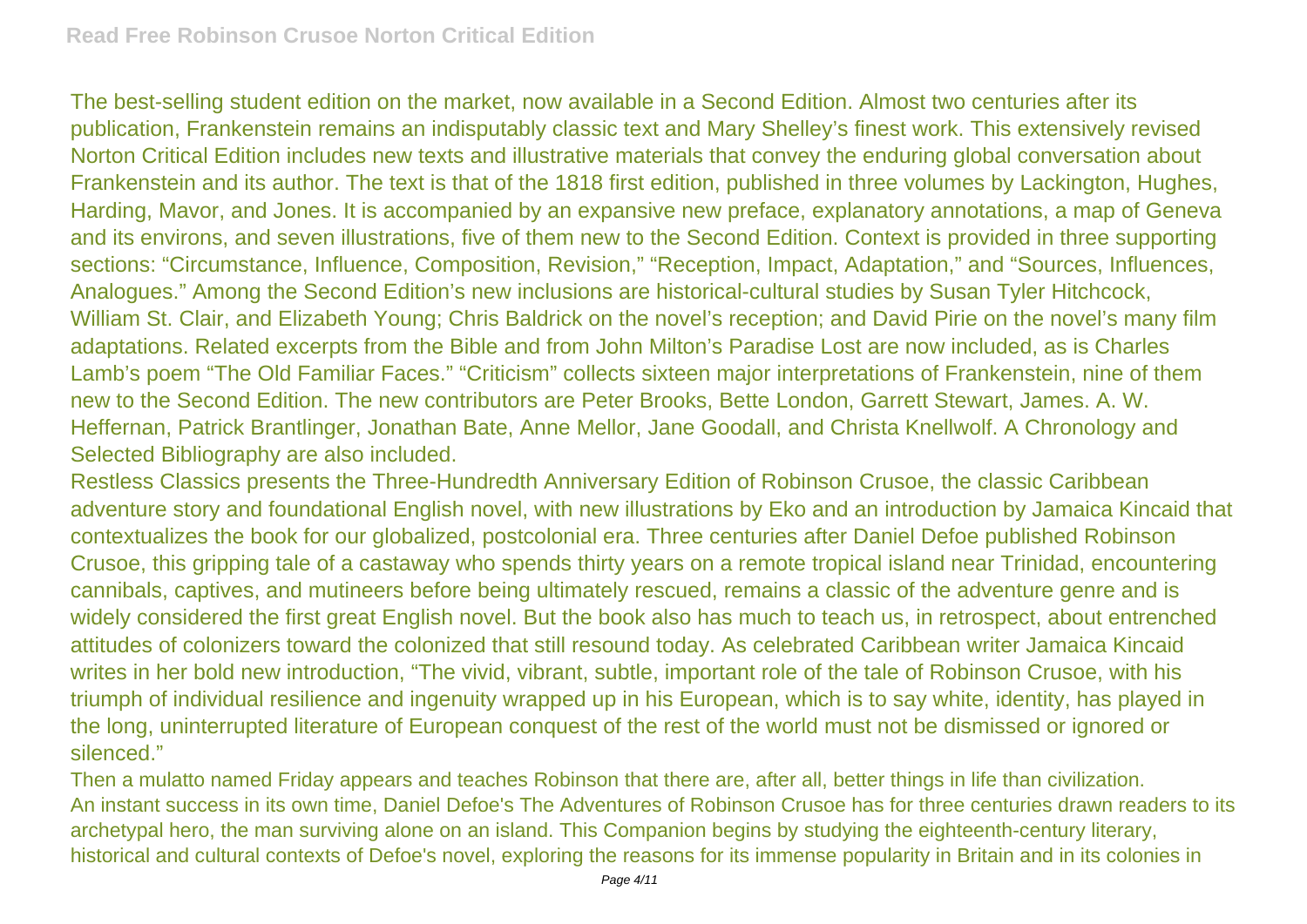The best-selling student edition on the market, now available in a Second Edition. Almost two centuries after its publication, Frankenstein remains an indisputably classic text and Mary Shelley's finest work. This extensively revised Norton Critical Edition includes new texts and illustrative materials that convey the enduring global conversation about Frankenstein and its author. The text is that of the 1818 first edition, published in three volumes by Lackington, Hughes, Harding, Mavor, and Jones. It is accompanied by an expansive new preface, explanatory annotations, a map of Geneva and its environs, and seven illustrations, five of them new to the Second Edition. Context is provided in three supporting sections: "Circumstance, Influence, Composition, Revision," "Reception, Impact, Adaptation," and "Sources, Influences, Analogues." Among the Second Edition's new inclusions are historical-cultural studies by Susan Tyler Hitchcock, William St. Clair, and Elizabeth Young; Chris Baldrick on the novel's reception; and David Pirie on the novel's many film adaptations. Related excerpts from the Bible and from John Milton's Paradise Lost are now included, as is Charles Lamb's poem "The Old Familiar Faces." "Criticism" collects sixteen major interpretations of Frankenstein, nine of them new to the Second Edition. The new contributors are Peter Brooks, Bette London, Garrett Stewart, James. A. W. Heffernan, Patrick Brantlinger, Jonathan Bate, Anne Mellor, Jane Goodall, and Christa Knellwolf. A Chronology and Selected Bibliography are also included.

Restless Classics presents the Three-Hundredth Anniversary Edition of Robinson Crusoe, the classic Caribbean adventure story and foundational English novel, with new illustrations by Eko and an introduction by Jamaica Kincaid that contextualizes the book for our globalized, postcolonial era. Three centuries after Daniel Defoe published Robinson Crusoe, this gripping tale of a castaway who spends thirty years on a remote tropical island near Trinidad, encountering cannibals, captives, and mutineers before being ultimately rescued, remains a classic of the adventure genre and is widely considered the first great English novel. But the book also has much to teach us, in retrospect, about entrenched attitudes of colonizers toward the colonized that still resound today. As celebrated Caribbean writer Jamaica Kincaid writes in her bold new introduction, "The vivid, vibrant, subtle, important role of the tale of Robinson Crusoe, with his triumph of individual resilience and ingenuity wrapped up in his European, which is to say white, identity, has played in the long, uninterrupted literature of European conquest of the rest of the world must not be dismissed or ignored or silenced."

Then a mulatto named Friday appears and teaches Robinson that there are, after all, better things in life than civilization.

An instant success in its own time, Daniel Defoe's The Adventures of Robinson Crusoe has for three centuries drawn readers to its archetypal hero, the man surviving alone on an island. This Companion begins by studying the eighteenth-century literary, historical and cultural contexts of Defoe's novel, exploring the reasons for its immense popularity in Britain and in its colonies in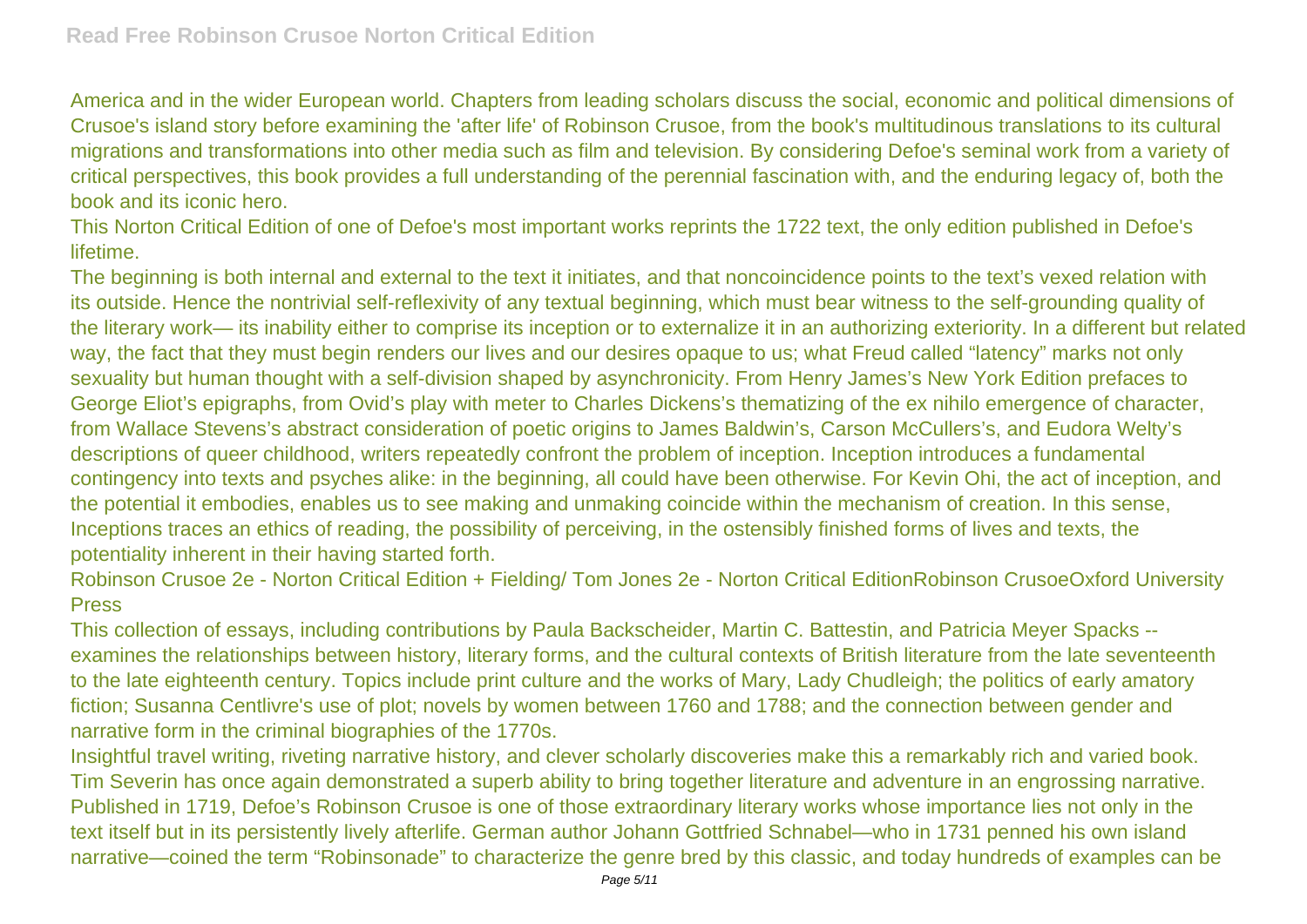America and in the wider European world. Chapters from leading scholars discuss the social, economic and political dimensions of Crusoe's island story before examining the 'after life' of Robinson Crusoe, from the book's multitudinous translations to its cultural migrations and transformations into other media such as film and television. By considering Defoe's seminal work from a variety of critical perspectives, this book provides a full understanding of the perennial fascination with, and the enduring legacy of, both the book and its iconic hero.

This Norton Critical Edition of one of Defoe's most important works reprints the 1722 text, the only edition published in Defoe's lifetime.

The beginning is both internal and external to the text it initiates, and that noncoincidence points to the text's vexed relation with its outside. Hence the nontrivial self-reflexivity of any textual beginning, which must bear witness to the self-grounding quality of the literary work— its inability either to comprise its inception or to externalize it in an authorizing exteriority. In a different but related way, the fact that they must begin renders our lives and our desires opaque to us; what Freud called "latency" marks not only sexuality but human thought with a self-division shaped by asynchronicity. From Henry James's New York Edition prefaces to George Eliot's epigraphs, from Ovid's play with meter to Charles Dickens's thematizing of the ex nihilo emergence of character, from Wallace Stevens's abstract consideration of poetic origins to James Baldwin's, Carson McCullers's, and Eudora Welty's descriptions of queer childhood, writers repeatedly confront the problem of inception. Inception introduces a fundamental contingency into texts and psyches alike: in the beginning, all could have been otherwise. For Kevin Ohi, the act of inception, and the potential it embodies, enables us to see making and unmaking coincide within the mechanism of creation. In this sense, Inceptions traces an ethics of reading, the possibility of perceiving, in the ostensibly finished forms of lives and texts, the potentiality inherent in their having started forth.

Robinson Crusoe 2e - Norton Critical Edition + Fielding/ Tom Jones 2e - Norton Critical EditionRobinson CrusoeOxford University Press

This collection of essays, including contributions by Paula Backscheider, Martin C. Battestin, and Patricia Meyer Spacks -- examines the relationships between history, literary forms, and the cultural contexts of British literature from the late seventeenth to the late eighteenth century. Topics include print culture and the works of Mary, Lady Chudleigh; the politics of early amatory fiction; Susanna Centlivre's use of plot; novels by women between 1760 and 1788; and the connection between gender and narrative form in the criminal biographies of the 1770s.

Insightful travel writing, riveting narrative history, and clever scholarly discoveries make this a remarkably rich and varied book. Tim Severin has once again demonstrated a superb ability to bring together literature and adventure in an engrossing narrative.

Published in 1719, Defoe's Robinson Crusoe is one of those extraordinary literary works whose importance lies not only in the text itself but in its persistently lively afterlife. German author Johann Gottfried Schnabel—who in 1731 penned his own island narrative—coined the term "Robinsonade" to characterize the genre bred by this classic, and today hundreds of examples can be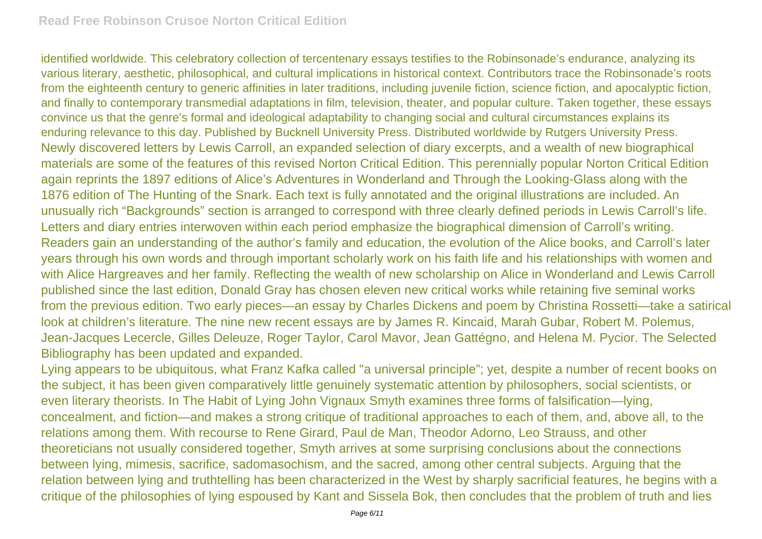identified worldwide. This celebratory collection of tercentenary essays testifies to the Robinsonade's endurance, analyzing its various literary, aesthetic, philosophical, and cultural implications in historical context. Contributors trace the Robinsonade's roots from the eighteenth century to generic affinities in later traditions, including juvenile fiction, science fiction, and apocalyptic fiction, and finally to contemporary transmedial adaptations in film, television, theater, and popular culture. Taken together, these essays convince us that the genre's formal and ideological adaptability to changing social and cultural circumstances explains its enduring relevance to this day. Published by Bucknell University Press. Distributed worldwide by Rutgers University Press.

Newly discovered letters by Lewis Carroll, an expanded selection of diary excerpts, and a wealth of new biographical materials are some of the features of this revised Norton Critical Edition. This perennially popular Norton Critical Edition again reprints the 1897 editions of Alice's Adventures in Wonderland and Through the Looking-Glass along with the 1876 edition of The Hunting of the Snark. Each text is fully annotated and the original illustrations are included. An unusually rich "Backgrounds" section is arranged to correspond with three clearly defined periods in Lewis Carroll's life. Letters and diary entries interwoven within each period emphasize the biographical dimension of Carroll's writing. Readers gain an understanding of the author's family and education, the evolution of the Alice books, and Carroll's later years through his own words and through important scholarly work on his faith life and his relationships with women and with Alice Hargreaves and her family. Reflecting the wealth of new scholarship on Alice in Wonderland and Lewis Carroll published since the last edition, Donald Gray has chosen eleven new critical works while retaining five seminal works from the previous edition. Two early pieces—an essay by Charles Dickens and poem by Christina Rossetti—take a satirical look at children's literature. The nine new recent essays are by James R. Kincaid, Marah Gubar, Robert M. Polemus, Jean-Jacques Lecercle, Gilles Deleuze, Roger Taylor, Carol Mavor, Jean Gattégno, and Helena M. Pycior. The Selected Bibliography has been updated and expanded.

Lying appears to be ubiquitous, what Franz Kafka called "a universal principle"; yet, despite a number of recent books on the subject, it has been given comparatively little genuinely systematic attention by philosophers, social scientists, or even literary theorists. In The Habit of Lying John Vignaux Smyth examines three forms of falsification—lying, concealment, and fiction—and makes a strong critique of traditional approaches to each of them, and, above all, to the relations among them. With recourse to Rene Girard, Paul de Man, Theodor Adorno, Leo Strauss, and other theoreticians not usually considered together, Smyth arrives at some surprising conclusions about the connections between lying, mimesis, sacrifice, sadomasochism, and the sacred, among other central subjects. Arguing that the relation between lying and truthtelling has been characterized in the West by sharply sacrificial features, he begins with a critique of the philosophies of lying espoused by Kant and Sissela Bok, then concludes that the problem of truth and lies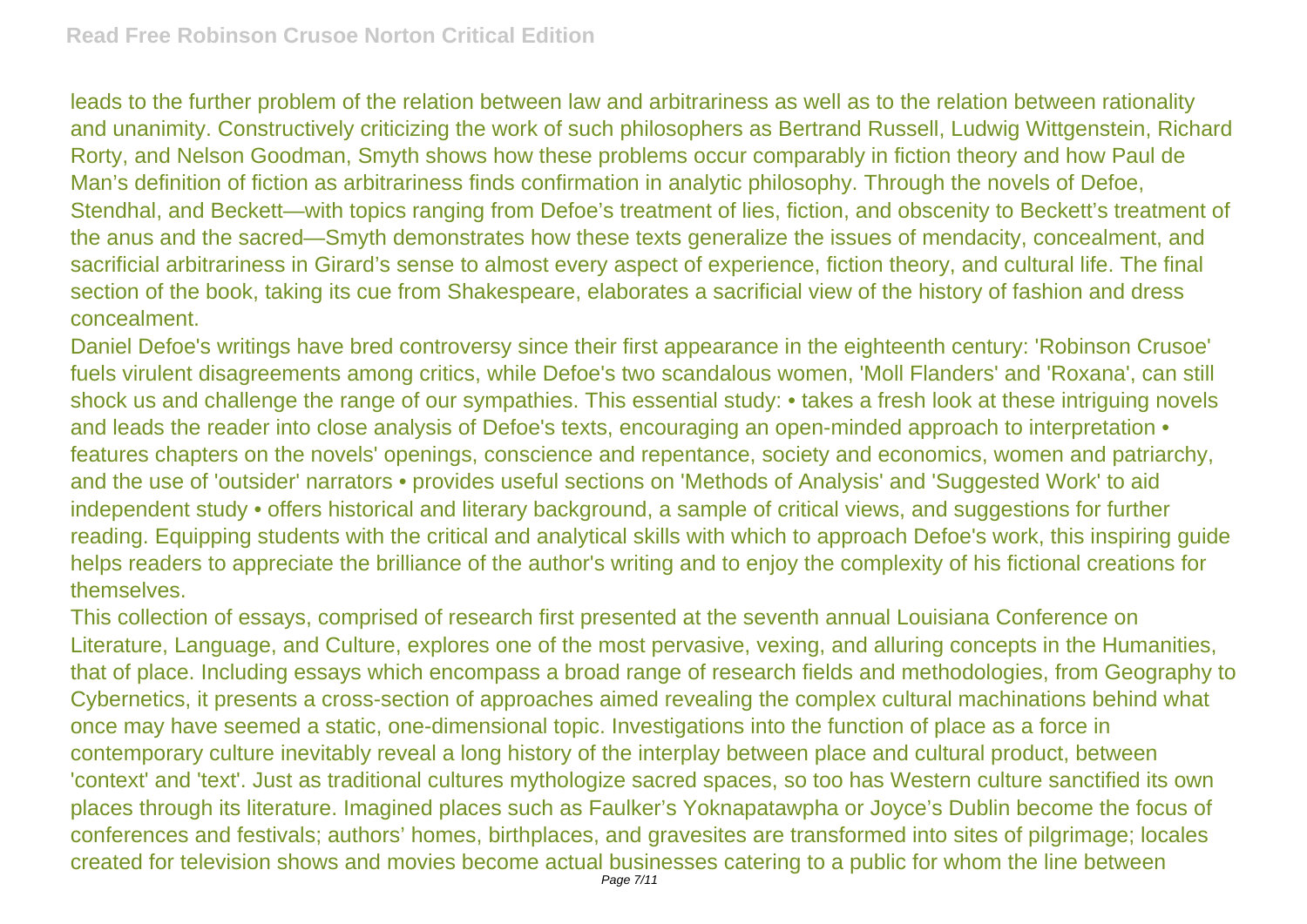leads to the further problem of the relation between law and arbitrariness as well as to the relation between rationality and unanimity. Constructively criticizing the work of such philosophers as Bertrand Russell, Ludwig Wittgenstein, Richard Rorty, and Nelson Goodman, Smyth shows how these problems occur comparably in fiction theory and how Paul de Man's definition of fiction as arbitrariness finds confirmation in analytic philosophy. Through the novels of Defoe, Stendhal, and Beckett—with topics ranging from Defoe's treatment of lies, fiction, and obscenity to Beckett's treatment of the anus and the sacred—Smyth demonstrates how these texts generalize the issues of mendacity, concealment, and sacrificial arbitrariness in Girard's sense to almost every aspect of experience, fiction theory, and cultural life. The final section of the book, taking its cue from Shakespeare, elaborates a sacrificial view of the history of fashion and dress concealment.

Daniel Defoe's writings have bred controversy since their first appearance in the eighteenth century: 'Robinson Crusoe' fuels virulent disagreements among critics, while Defoe's two scandalous women, 'Moll Flanders' and 'Roxana', can still shock us and challenge the range of our sympathies. This essential study: • takes a fresh look at these intriguing novels and leads the reader into close analysis of Defoe's texts, encouraging an open-minded approach to interpretation • features chapters on the novels' openings, conscience and repentance, society and economics, women and patriarchy, and the use of 'outsider' narrators • provides useful sections on 'Methods of Analysis' and 'Suggested Work' to aid independent study • offers historical and literary background, a sample of critical views, and suggestions for further reading. Equipping students with the critical and analytical skills with which to approach Defoe's work, this inspiring guide helps readers to appreciate the brilliance of the author's writing and to enjoy the complexity of his fictional creations for themselves.

This collection of essays, comprised of research first presented at the seventh annual Louisiana Conference on Literature, Language, and Culture, explores one of the most pervasive, vexing, and alluring concepts in the Humanities, that of place. Including essays which encompass a broad range of research fields and methodologies, from Geography to Cybernetics, it presents a cross-section of approaches aimed revealing the complex cultural machinations behind what once may have seemed a static, one-dimensional topic. Investigations into the function of place as a force in contemporary culture inevitably reveal a long history of the interplay between place and cultural product, between 'context' and 'text'. Just as traditional cultures mythologize sacred spaces, so too has Western culture sanctified its own places through its literature. Imagined places such as Faulker's Yoknapatawpha or Joyce's Dublin become the focus of conferences and festivals; authors' homes, birthplaces, and gravesites are transformed into sites of pilgrimage; locales created for television shows and movies become actual businesses catering to a public for whom the line between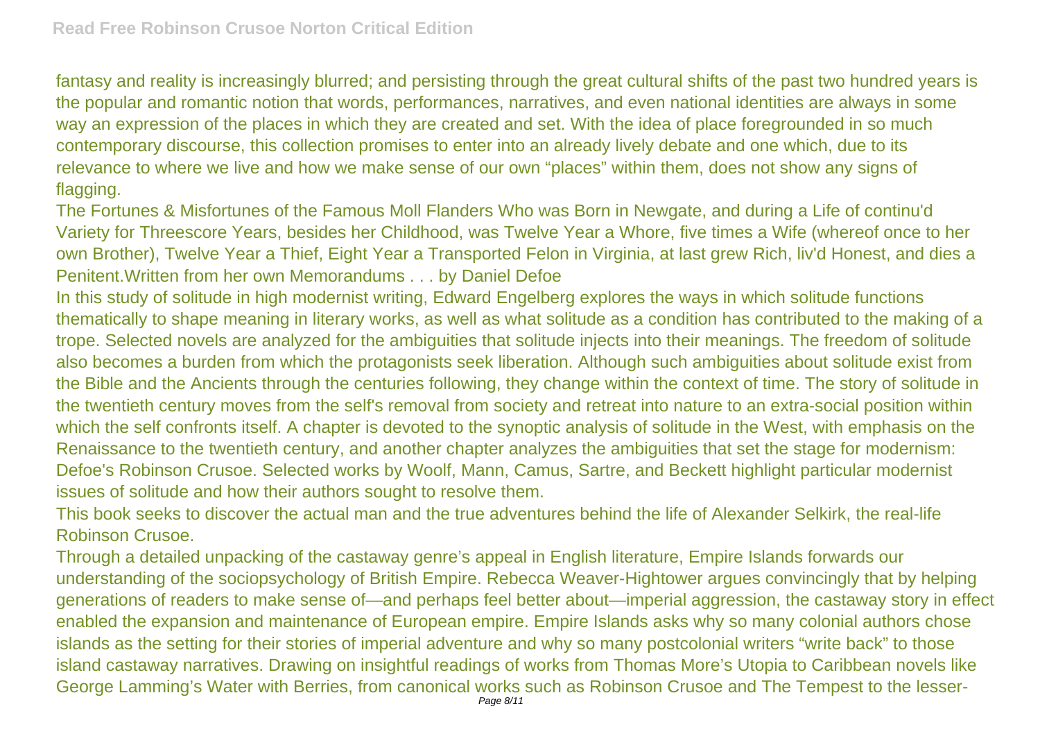fantasy and reality is increasingly blurred; and persisting through the great cultural shifts of the past two hundred years is the popular and romantic notion that words, performances, narratives, and even national identities are always in some way an expression of the places in which they are created and set. With the idea of place foregrounded in so much contemporary discourse, this collection promises to enter into an already lively debate and one which, due to its relevance to where we live and how we make sense of our own "places" within them, does not show any signs of flagging.

The Fortunes & Misfortunes of the Famous Moll Flanders Who was Born in Newgate, and during a Life of continu'd Variety for Threescore Years, besides her Childhood, was Twelve Year a Whore, five times a Wife (whereof once to her own Brother), Twelve Year a Thief, Eight Year a Transported Felon in Virginia, at last grew Rich, liv'd Honest, and dies a Penitent.Written from her own Memorandums . . . by Daniel Defoe

In this study of solitude in high modernist writing, Edward Engelberg explores the ways in which solitude functions thematically to shape meaning in literary works, as well as what solitude as a condition has contributed to the making of a trope. Selected novels are analyzed for the ambiguities that solitude injects into their meanings. The freedom of solitude also becomes a burden from which the protagonists seek liberation. Although such ambiguities about solitude exist from the Bible and the Ancients through the centuries following, they change within the context of time. The story of solitude in the twentieth century moves from the self's removal from society and retreat into nature to an extra-social position within which the self confronts itself. A chapter is devoted to the synoptic analysis of solitude in the West, with emphasis on the Renaissance to the twentieth century, and another chapter analyzes the ambiguities that set the stage for modernism: Defoe's Robinson Crusoe. Selected works by Woolf, Mann, Camus, Sartre, and Beckett highlight particular modernist issues of solitude and how their authors sought to resolve them.

This book seeks to discover the actual man and the true adventures behind the life of Alexander Selkirk, the real-life Robinson Crusoe.

Through a detailed unpacking of the castaway genre's appeal in English literature, Empire Islands forwards our understanding of the sociopsychology of British Empire. Rebecca Weaver-Hightower argues convincingly that by helping generations of readers to make sense of—and perhaps feel better about—imperial aggression, the castaway story in effect enabled the expansion and maintenance of European empire. Empire Islands asks why so many colonial authors chose islands as the setting for their stories of imperial adventure and why so many postcolonial writers "write back" to those island castaway narratives. Drawing on insightful readings of works from Thomas More's Utopia to Caribbean novels like George Lamming's Water with Berries, from canonical works such as Robinson Crusoe and The Tempest to the lesser-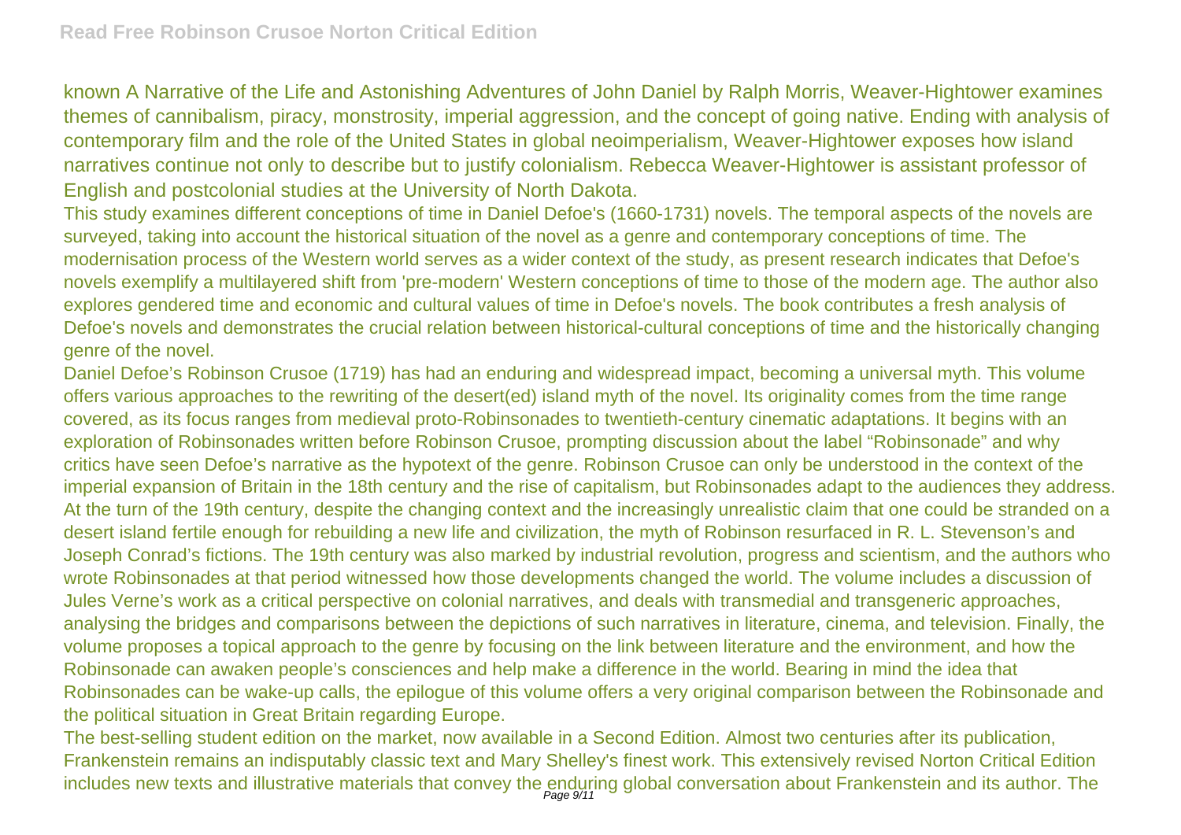known A Narrative of the Life and Astonishing Adventures of John Daniel by Ralph Morris, Weaver-Hightower examines themes of cannibalism, piracy, monstrosity, imperial aggression, and the concept of going native. Ending with analysis of contemporary film and the role of the United States in global neoimperialism, Weaver-Hightower exposes how island narratives continue not only to describe but to justify colonialism. Rebecca Weaver-Hightower is assistant professor of English and postcolonial studies at the University of North Dakota.

This study examines different conceptions of time in Daniel Defoe's (1660-1731) novels. The temporal aspects of the novels are surveyed, taking into account the historical situation of the novel as a genre and contemporary conceptions of time. The modernisation process of the Western world serves as a wider context of the study, as present research indicates that Defoe's novels exemplify a multilayered shift from 'pre-modern' Western conceptions of time to those of the modern age. The author also explores gendered time and economic and cultural values of time in Defoe's novels. The book contributes a fresh analysis of Defoe's novels and demonstrates the crucial relation between historical-cultural conceptions of time and the historically changing genre of the novel.

Daniel Defoe's Robinson Crusoe (1719) has had an enduring and widespread impact, becoming a universal myth. This volume offers various approaches to the rewriting of the desert(ed) island myth of the novel. Its originality comes from the time range covered, as its focus ranges from medieval proto-Robinsonades to twentieth-century cinematic adaptations. It begins with an exploration of Robinsonades written before Robinson Crusoe, prompting discussion about the label "Robinsonade" and why critics have seen Defoe's narrative as the hypotext of the genre. Robinson Crusoe can only be understood in the context of the imperial expansion of Britain in the 18th century and the rise of capitalism, but Robinsonades adapt to the audiences they address. At the turn of the 19th century, despite the changing context and the increasingly unrealistic claim that one could be stranded on a desert island fertile enough for rebuilding a new life and civilization, the myth of Robinson resurfaced in R. L. Stevenson's and Joseph Conrad's fictions. The 19th century was also marked by industrial revolution, progress and scientism, and the authors who wrote Robinsonades at that period witnessed how those developments changed the world. The volume includes a discussion of Jules Verne's work as a critical perspective on colonial narratives, and deals with transmedial and transgeneric approaches, analysing the bridges and comparisons between the depictions of such narratives in literature, cinema, and television. Finally, the volume proposes a topical approach to the genre by focusing on the link between literature and the environment, and how the Robinsonade can awaken people's consciences and help make a difference in the world. Bearing in mind the idea that Robinsonades can be wake-up calls, the epilogue of this volume offers a very original comparison between the Robinsonade and the political situation in Great Britain regarding Europe.

The best-selling student edition on the market, now available in a Second Edition. Almost two centuries after its publication, Frankenstein remains an indisputably classic text and Mary Shelley's finest work. This extensively revised Norton Critical Edition includes new texts and illustrative materials that convey the enduring global conversation about Frankenstein and its author. The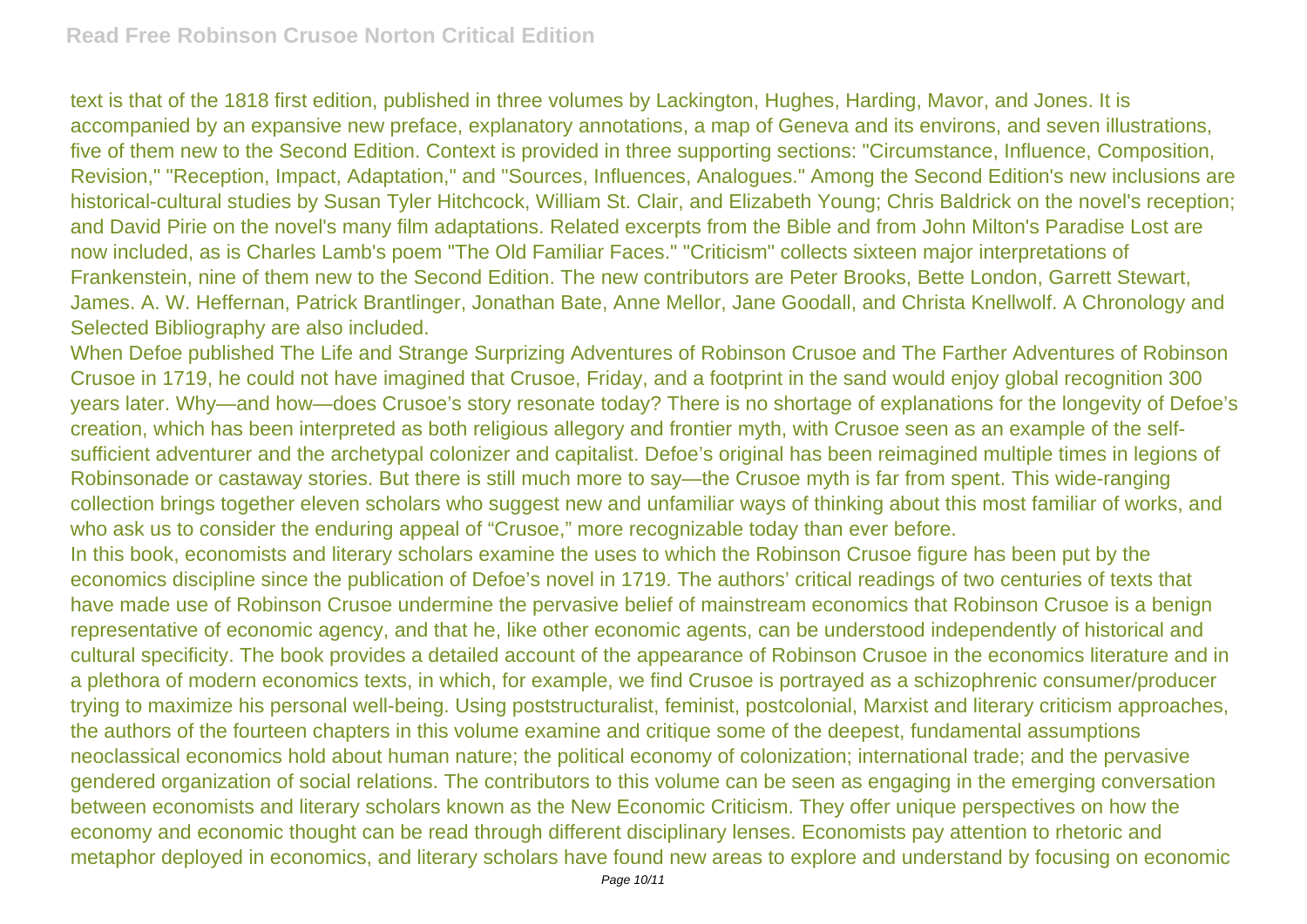text is that of the 1818 first edition, published in three volumes by Lackington, Hughes, Harding, Mavor, and Jones. It is accompanied by an expansive new preface, explanatory annotations, a map of Geneva and its environs, and seven illustrations, five of them new to the Second Edition. Context is provided in three supporting sections: "Circumstance, Influence, Composition, Revision," "Reception, Impact, Adaptation," and "Sources, Influences, Analogues." Among the Second Edition's new inclusions are historical-cultural studies by Susan Tyler Hitchcock, William St. Clair, and Elizabeth Young; Chris Baldrick on the novel's reception; and David Pirie on the novel's many film adaptations. Related excerpts from the Bible and from John Milton's Paradise Lost are now included, as is Charles Lamb's poem "The Old Familiar Faces." "Criticism" collects sixteen major interpretations of Frankenstein, nine of them new to the Second Edition. The new contributors are Peter Brooks, Bette London, Garrett Stewart, James. A. W. Heffernan, Patrick Brantlinger, Jonathan Bate, Anne Mellor, Jane Goodall, and Christa Knellwolf. A Chronology and Selected Bibliography are also included.

When Defoe published The Life and Strange Surprizing Adventures of Robinson Crusoe and The Farther Adventures of Robinson Crusoe in 1719, he could not have imagined that Crusoe, Friday, and a footprint in the sand would enjoy global recognition 300 years later. Why—and how—does Crusoe's story resonate today? There is no shortage of explanations for the longevity of Defoe's creation, which has been interpreted as both religious allegory and frontier myth, with Crusoe seen as an example of the self-sufficient adventurer and the archetypal colonizer and capitalist. Defoe's original has been reimagined multiple times in legions of Robinsonade or castaway stories. But there is still much more to say—the Crusoe myth is far from spent. This wide-ranging collection brings together eleven scholars who suggest new and unfamiliar ways of thinking about this most familiar of works, and who ask us to consider the enduring appeal of "Crusoe," more recognizable today than ever before.

In this book, economists and literary scholars examine the uses to which the Robinson Crusoe figure has been put by the economics discipline since the publication of Defoe's novel in 1719. The authors' critical readings of two centuries of texts that have made use of Robinson Crusoe undermine the pervasive belief of mainstream economics that Robinson Crusoe is a benign representative of economic agency, and that he, like other economic agents, can be understood independently of historical and cultural specificity. The book provides a detailed account of the appearance of Robinson Crusoe in the economics literature and in a plethora of modern economics texts, in which, for example, we find Crusoe is portrayed as a schizophrenic consumer/producer trying to maximize his personal well-being. Using poststructuralist, feminist, postcolonial, Marxist and literary criticism approaches, the authors of the fourteen chapters in this volume examine and critique some of the deepest, fundamental assumptions neoclassical economics hold about human nature; the political economy of colonization; international trade; and the pervasive gendered organization of social relations. The contributors to this volume can be seen as engaging in the emerging conversation between economists and literary scholars known as the New Economic Criticism. They offer unique perspectives on how the economy and economic thought can be read through different disciplinary lenses. Economists pay attention to rhetoric and metaphor deployed in economics, and literary scholars have found new areas to explore and understand by focusing on economic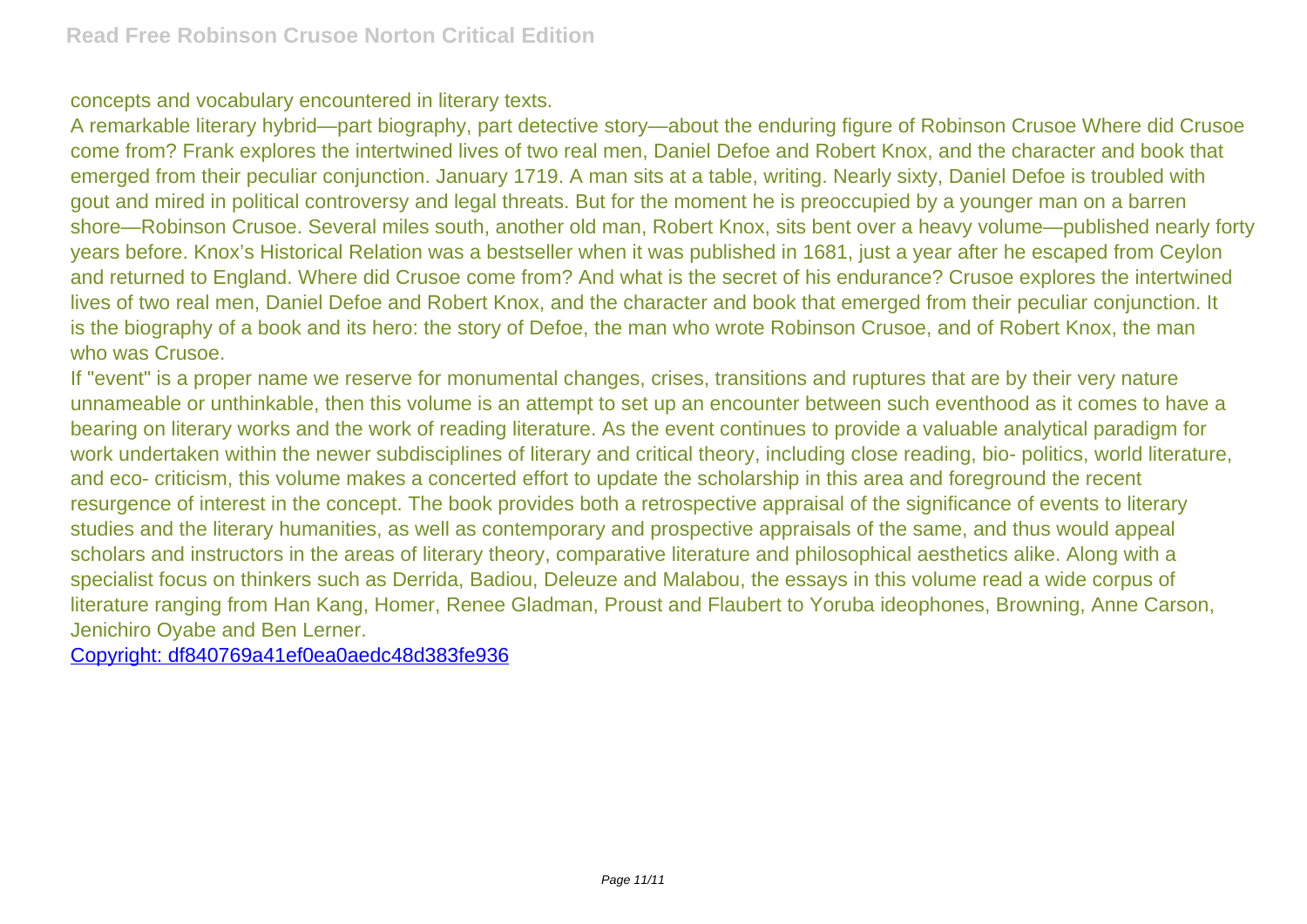concepts and vocabulary encountered in literary texts.

A remarkable literary hybrid—part biography, part detective story—about the enduring figure of Robinson Crusoe Where did Crusoe come from? Frank explores the intertwined lives of two real men, Daniel Defoe and Robert Knox, and the character and book that emerged from their peculiar conjunction. January 1719. A man sits at a table, writing. Nearly sixty, Daniel Defoe is troubled with gout and mired in political controversy and legal threats. But for the moment he is preoccupied by a younger man on a barren shore—Robinson Crusoe. Several miles south, another old man, Robert Knox, sits bent over a heavy volume—published nearly forty years before. Knox's Historical Relation was a bestseller when it was published in 1681, just a year after he escaped from Ceylon and returned to England. Where did Crusoe come from? And what is the secret of his endurance? Crusoe explores the intertwined lives of two real men, Daniel Defoe and Robert Knox, and the character and book that emerged from their peculiar conjunction. It is the biography of a book and its hero: the story of Defoe, the man who wrote Robinson Crusoe, and of Robert Knox, the man who was Crusoe.

If "event" is a proper name we reserve for monumental changes, crises, transitions and ruptures that are by their very nature unnameable or unthinkable, then this volume is an attempt to set up an encounter between such eventhood as it comes to have a bearing on literary works and the work of reading literature. As the event continues to provide a valuable analytical paradigm for work undertaken within the newer subdisciplines of literary and critical theory, including close reading, bio- politics, world literature, and eco- criticism, this volume makes a concerted effort to update the scholarship in this area and foreground the recent resurgence of interest in the concept. The book provides both a retrospective appraisal of the significance of events to literary studies and the literary humanities, as well as contemporary and prospective appraisals of the same, and thus would appeal scholars and instructors in the areas of literary theory, comparative literature and philosophical aesthetics alike. Along with a specialist focus on thinkers such as Derrida, Badiou, Deleuze and Malabou, the essays in this volume read a wide corpus of literature ranging from Han Kang, Homer, Renee Gladman, Proust and Flaubert to Yoruba ideophones, Browning, Anne Carson, Jenichiro Oyabe and Ben Lerner.

Copyright: df840769a41ef0ea0aedc48d383fe936